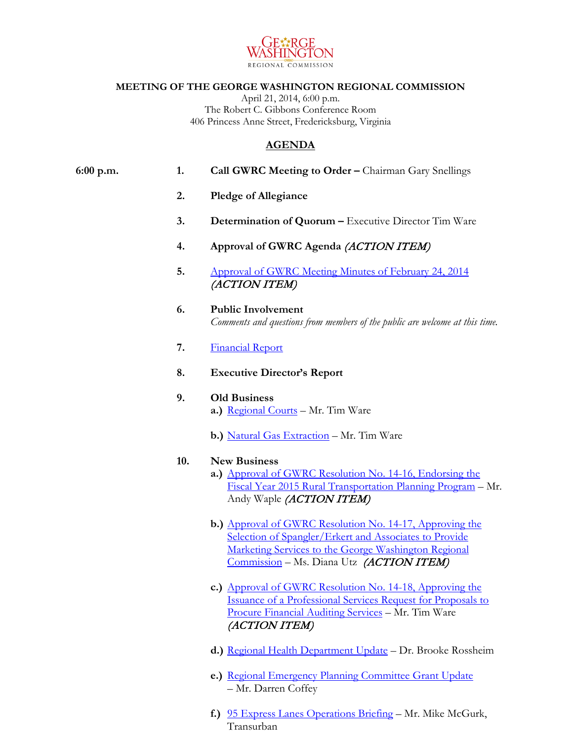GEORGE WASHINGTON
REGIONAL COMMISSION

**MEETING OF THE GEORGE WASHINGTON REGIONAL COMMISSION**
April 21, 2014, 6:00 p.m.
The Robert C. Gibbons Conference Room
406 Princess Anne Street, Fredericksburg, Virginia

## AGENDA

**6:00 p.m.**

1. **Call GWRC Meeting to Order –** Chairman Gary Snellings

2. **Pledge of Allegiance**

3. **Determination of Quorum –** Executive Director Tim Ware

4. **Approval of GWRC Agenda** *(ACTION ITEM)*

5. Approval of GWRC Meeting Minutes of February 24, 2014 *(ACTION ITEM)*

6. **Public Involvement**
   *Comments and questions from members of the public are welcome at this time.*

7. Financial Report

8. **Executive Director's Report**

9. **Old Business**
   **a.)** Regional Courts – Mr. Tim Ware

   **b.)** Natural Gas Extraction – Mr. Tim Ware

10. **New Business**
    **a.)** Approval of GWRC Resolution No. 14-16, Endorsing the Fiscal Year 2015 Rural Transportation Planning Program – Mr. Andy Waple *(ACTION ITEM)*

    **b.)** Approval of GWRC Resolution No. 14-17, Approving the Selection of Spangler/Erkert and Associates to Provide Marketing Services to the George Washington Regional Commission – Ms. Diana Utz *(ACTION ITEM)*

    **c.)** Approval of GWRC Resolution No. 14-18, Approving the Issuance of a Professional Services Request for Proposals to Procure Financial Auditing Services – Mr. Tim Ware *(ACTION ITEM)*

    **d.)** Regional Health Department Update – Dr. Brooke Rossheim

    **e.)** Regional Emergency Planning Committee Grant Update – Mr. Darren Coffey

    **f.)** 95 Express Lanes Operations Briefing – Mr. Mike McGurk, Transurban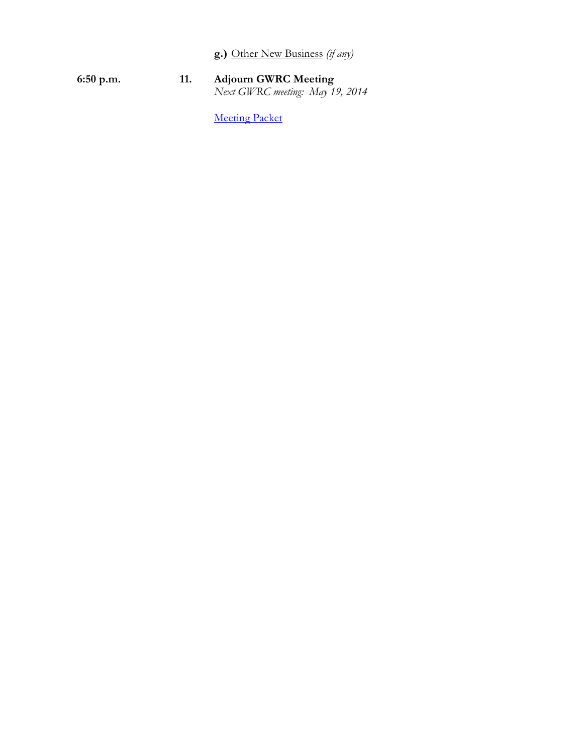**g.)** Other New Business *(if any)*

**6:50 p.m.** **11.** **Adjourn GWRC Meeting**
*Next GWRC meeting: May 19, 2014*

Meeting Packet